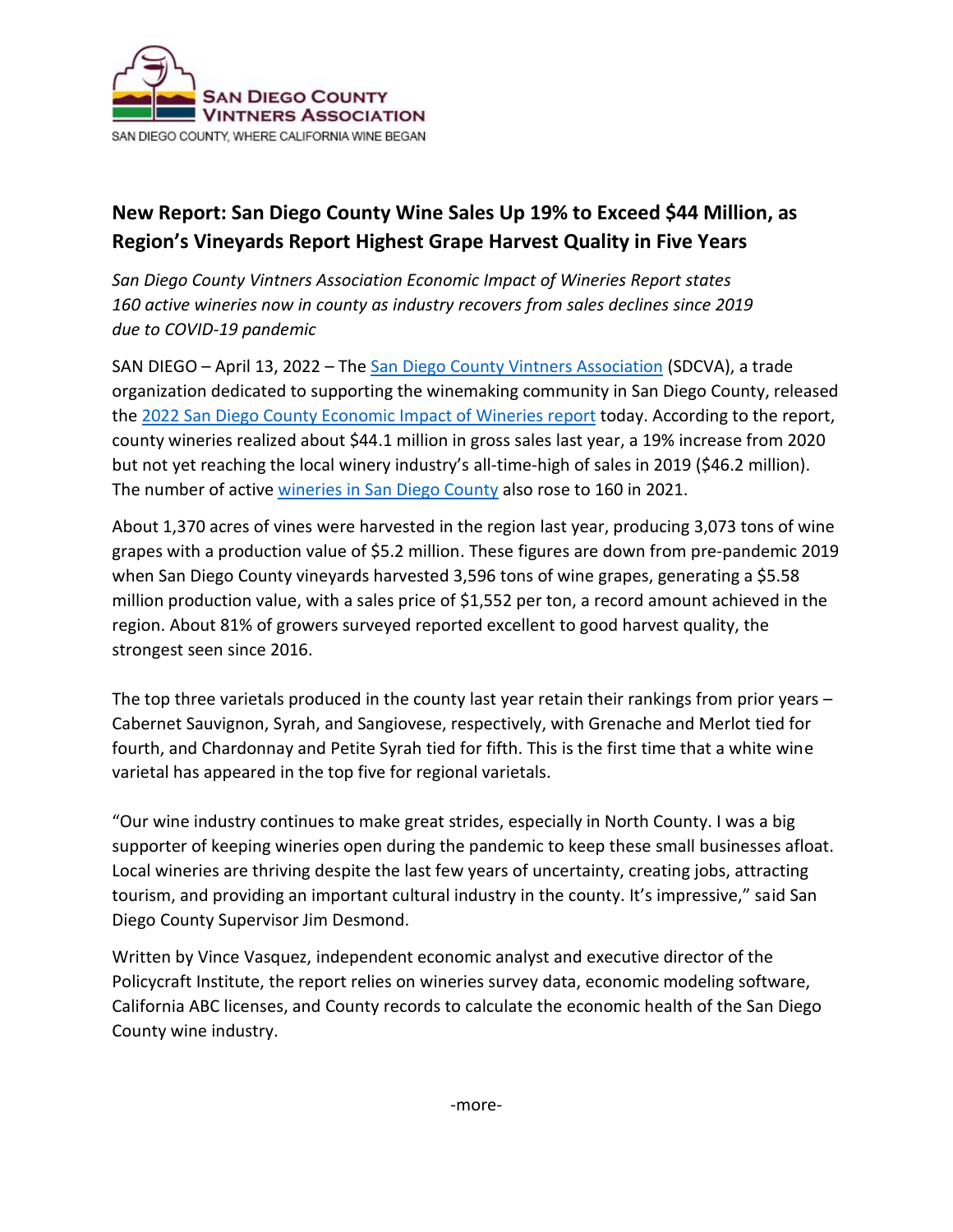SAN DIEGO COUNTY VINTNERS ASSOCIATION

SAN DIEGO COUNTY, WHERE CALIFORNIA WINE BEGAN

## New Report: San Diego County Wine Sales Up 19% to Exceed $44 Million, as Region's Vineyards Report Highest Grape Harvest Quality in Five Years

*San Diego County Vintners Association Economic Impact of Wineries Report states 160 active wineries now in county as industry recovers from sales declines since 2019 due to COVID-19 pandemic*

SAN DIEGO – April 13, 2022 – The San Diego County Vintners Association (SDCVA), a trade organization dedicated to supporting the winemaking community in San Diego County, released the 2022 San Diego County Economic Impact of Wineries report today. According to the report, county wineries realized about $44.1 million in gross sales last year, a 19% increase from 2020 but not yet reaching the local winery industry's all-time-high of sales in 2019 ($46.2 million). The number of active wineries in San Diego County also rose to 160 in 2021.

About 1,370 acres of vines were harvested in the region last year, producing 3,073 tons of wine grapes with a production value of $5.2 million. These figures are down from pre-pandemic 2019 when San Diego County vineyards harvested 3,596 tons of wine grapes, generating a $5.58 million production value, with a sales price of $1,552 per ton, a record amount achieved in the region. About 81% of growers surveyed reported excellent to good harvest quality, the strongest seen since 2016.

The top three varietals produced in the county last year retain their rankings from prior years – Cabernet Sauvignon, Syrah, and Sangiovese, respectively, with Grenache and Merlot tied for fourth, and Chardonnay and Petite Syrah tied for fifth. This is the first time that a white wine varietal has appeared in the top five for regional varietals.

"Our wine industry continues to make great strides, especially in North County. I was a big supporter of keeping wineries open during the pandemic to keep these small businesses afloat. Local wineries are thriving despite the last few years of uncertainty, creating jobs, attracting tourism, and providing an important cultural industry in the county. It's impressive," said San Diego County Supervisor Jim Desmond.

Written by Vince Vasquez, independent economic analyst and executive director of the Policycraft Institute, the report relies on wineries survey data, economic modeling software, California ABC licenses, and County records to calculate the economic health of the San Diego County wine industry.

-more-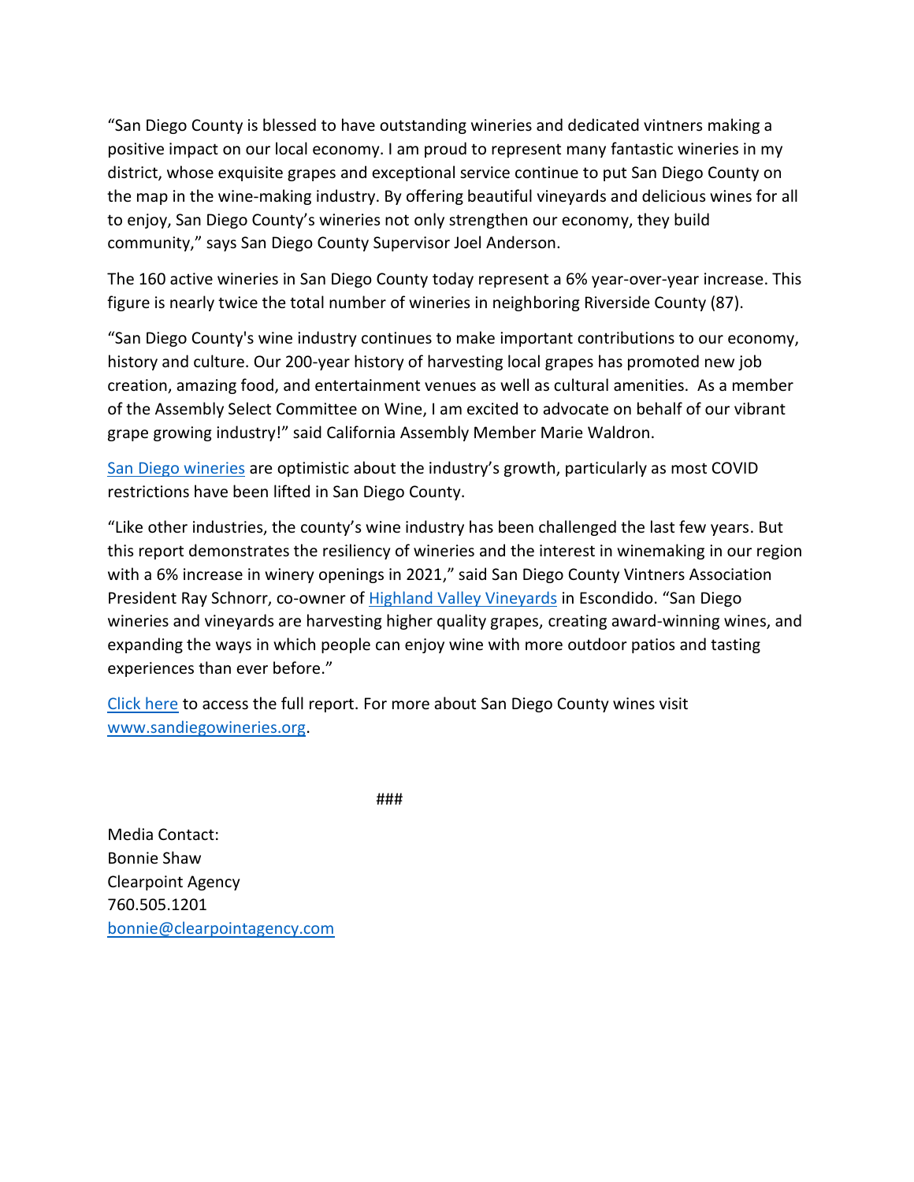"San Diego County is blessed to have outstanding wineries and dedicated vintners making a positive impact on our local economy. I am proud to represent many fantastic wineries in my district, whose exquisite grapes and exceptional service continue to put San Diego County on the map in the wine-making industry. By offering beautiful vineyards and delicious wines for all to enjoy, San Diego County's wineries not only strengthen our economy, they build community," says San Diego County Supervisor Joel Anderson.

The 160 active wineries in San Diego County today represent a 6% year-over-year increase. This figure is nearly twice the total number of wineries in neighboring Riverside County (87).

"San Diego County's wine industry continues to make important contributions to our economy, history and culture. Our 200-year history of harvesting local grapes has promoted new job creation, amazing food, and entertainment venues as well as cultural amenities. As a member of the Assembly Select Committee on Wine, I am excited to advocate on behalf of our vibrant grape growing industry!" said California Assembly Member Marie Waldron.

San Diego wineries are optimistic about the industry's growth, particularly as most COVID restrictions have been lifted in San Diego County.

"Like other industries, the county's wine industry has been challenged the last few years. But this report demonstrates the resiliency of wineries and the interest in winemaking in our region with a 6% increase in winery openings in 2021," said San Diego County Vintners Association President Ray Schnorr, co-owner of Highland Valley Vineyards in Escondido. "San Diego wineries and vineyards are harvesting higher quality grapes, creating award-winning wines, and expanding the ways in which people can enjoy wine with more outdoor patios and tasting experiences than ever before."

Click here to access the full report. For more about San Diego County wines visit www.sandiegowineries.org.

###

Media Contact:
Bonnie Shaw
Clearpoint Agency
760.505.1201
bonnie@clearpointagency.com